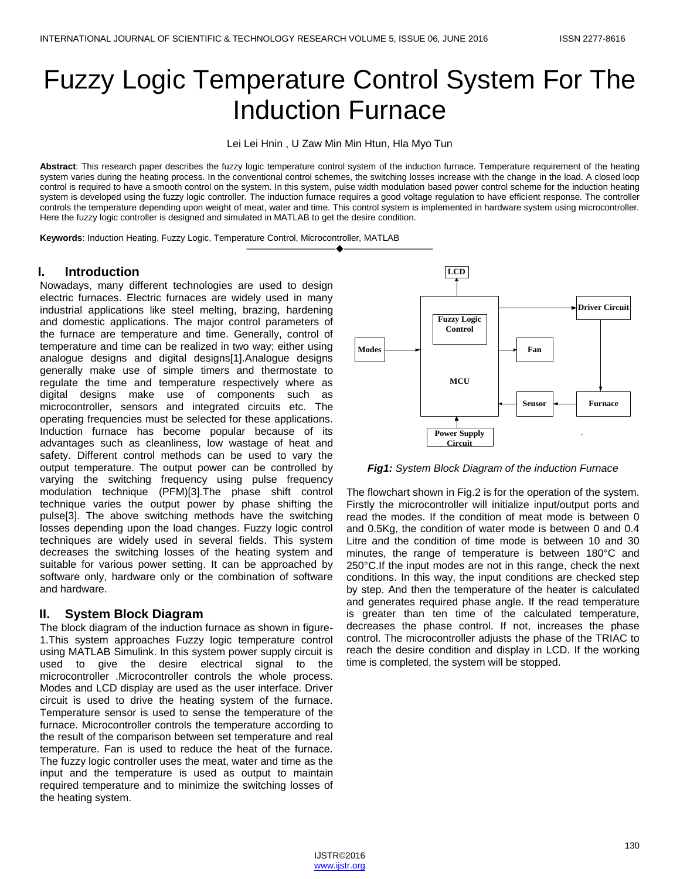# Fuzzy Logic Temperature Control System For The Induction Furnace

Lei Lei Hnin , U Zaw Min Min Htun, Hla Myo Tun

**Abstract**: This research paper describes the fuzzy logic temperature control system of the induction furnace. Temperature requirement of the heating system varies during the heating process. In the conventional control schemes, the switching losses increase with the change in the load. A closed loop control is required to have a smooth control on the system. In this system, pulse width modulation based power control scheme for the induction heating system is developed using the fuzzy logic controller. The induction furnace requires a good voltage regulation to have efficient response. The controller controls the temperature depending upon weight of meat, water and time. This control system is implemented in hardware system using microcontroller. Here the fuzzy logic controller is designed and simulated in MATLAB to get the desire condition.

**Keywords**: Induction Heating, Fuzzy Logic, Temperature Control, Microcontroller, MATLAB

## I. Introduction

Nowadays, many different technologies are used to design electric furnaces. Electric furnaces are widely used in many industrial applications like steel melting, brazing, hardening and domestic applications. The major control parameters of the furnace are temperature and time. Generally, control of temperature and time can be realized in two way; either using analogue designs and digital designs[1].Analogue designs generally make use of simple timers and thermostate to regulate the time and temperature respectively where as digital designs make use of components such as microcontroller, sensors and integrated circuits etc. The operating frequencies must be selected for these applications. Induction furnace has become popular because of its advantages such as cleanliness, low wastage of heat and safety. Different control methods can be used to vary the output temperature. The output power can be controlled by varying the switching frequency using pulse frequency modulation technique (PFM)[3].The phase shift control technique varies the output power by phase shifting the pulse[3]. The above switching methods have the switching losses depending upon the load changes. Fuzzy logic control techniques are widely used in several fields. This system decreases the switching losses of the heating system and suitable for various power setting. It can be approached by software only, hardware only or the combination of software and hardware.

## II. System Block Diagram

The block diagram of the induction furnace as shown in figure-1.This system approaches Fuzzy logic temperature control using MATLAB Simulink. In this system power supply circuit is used to give the desire electrical signal to the microcontroller .Microcontroller controls the whole process. Modes and LCD display are used as the user interface. Driver circuit is used to drive the heating system of the furnace. Temperature sensor is used to sense the temperature of the furnace. Microcontroller controls the temperature according to the result of the comparison between set temperature and real temperature. Fan is used to reduce the heat of the furnace. The fuzzy logic controller uses the meat, water and time as the input and the temperature is used as output to maintain required temperature and to minimize the switching losses of the heating system.

*Fig1: System Block Diagram of the induction Furnace*

The flowchart shown in Fig.2 is for the operation of the system. Firstly the microcontroller will initialize input/output ports and read the modes. If the condition of meat mode is between 0 and 0.5Kg, the condition of water mode is between 0 and 0.4 Litre and the condition of time mode is between 10 and 30 minutes, the range of temperature is between 180°C and 250°C.If the input modes are not in this range, check the next conditions. In this way, the input conditions are checked step by step. And then the temperature of the heater is calculated and generates required phase angle. If the read temperature is greater than ten time of the calculated temperature, decreases the phase control. If not, increases the phase control. The microcontroller adjusts the phase of the TRIAC to reach the desire condition and display in LCD. If the working time is completed, the system will be stopped.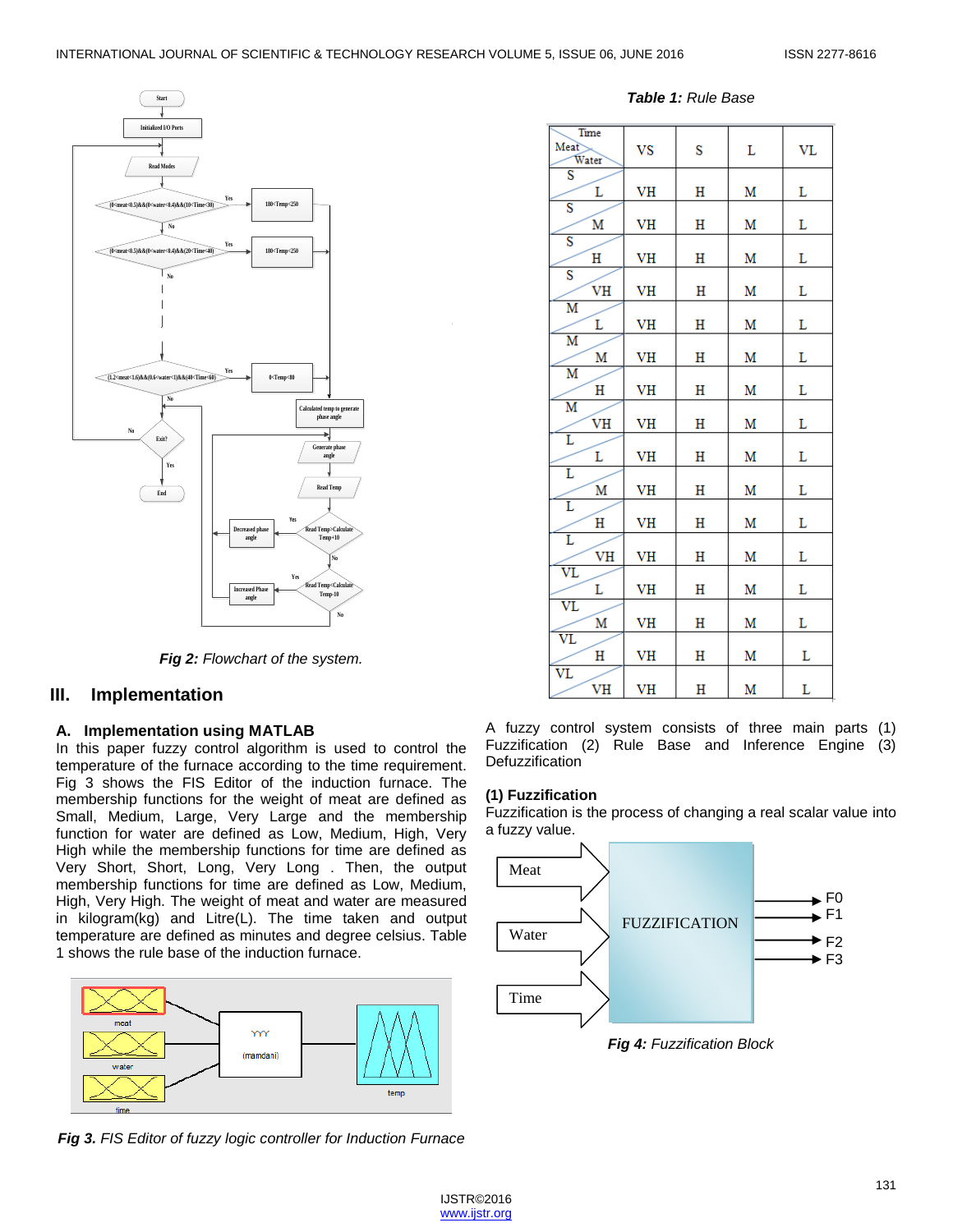Fig 2: *Flowchart of the system.*

## III. Implementation

### A. Implementation using MATLAB

In this paper fuzzy control algorithm is used to control the temperature of the furnace according to the time requirement. Fig 3 shows the FIS Editor of the induction furnace. The membership functions for the weight of meat are defined as Small, Medium, Large, Very Large and the membership function for water are defined as Low, Medium, High, Very High while the membership functions for time are defined as Very Short, Short, Long, Very Long . Then, the output membership functions for time are defined as Low, Medium, High, Very High. The weight of meat and water are measured in kilogram(kg) and Litre(L). The time taken and output temperature are defined as minutes and degree celsius. Table 1 shows the rule base of the induction furnace.

**Fig 3.** *FIS Editor of fuzzy logic controller for Induction Furnace*

***Table 1:*** *Rule Base*

| Meat | Water | VS | S | L | VL |
|---|---|---|---|---|---|
| S | L | VH | H | M | L |
| S | M | VH | H | M | L |
| S | H | VH | H | M | L |
| S | VH | VH | H | M | L |
| M | L | VH | H | M | L |
| M | M | VH | H | M | L |
| M | H | VH | H | M | L |
| M | VH | VH | H | M | L |
| L | L | VH | H | M | L |
| L | M | VH | H | M | L |
| L | H | VH | H | M | L |
| L | VH | VH | H | M | L |
| VL | L | VH | H | M | L |
| VL | M | VH | H | M | L |
| VL | H | VH | H | M | L |
| VL | VH | VH | H | M | L |

(Column headers VS, S, L, VL refer to Time.)

A fuzzy control system consists of three main parts (1) Fuzzification (2) Rule Base and Inference Engine (3) Defuzzification

**(1) Fuzzification**

Fuzzification is the process of changing a real scalar value into a fuzzy value.

**Fig 4:** *Fuzzification Block*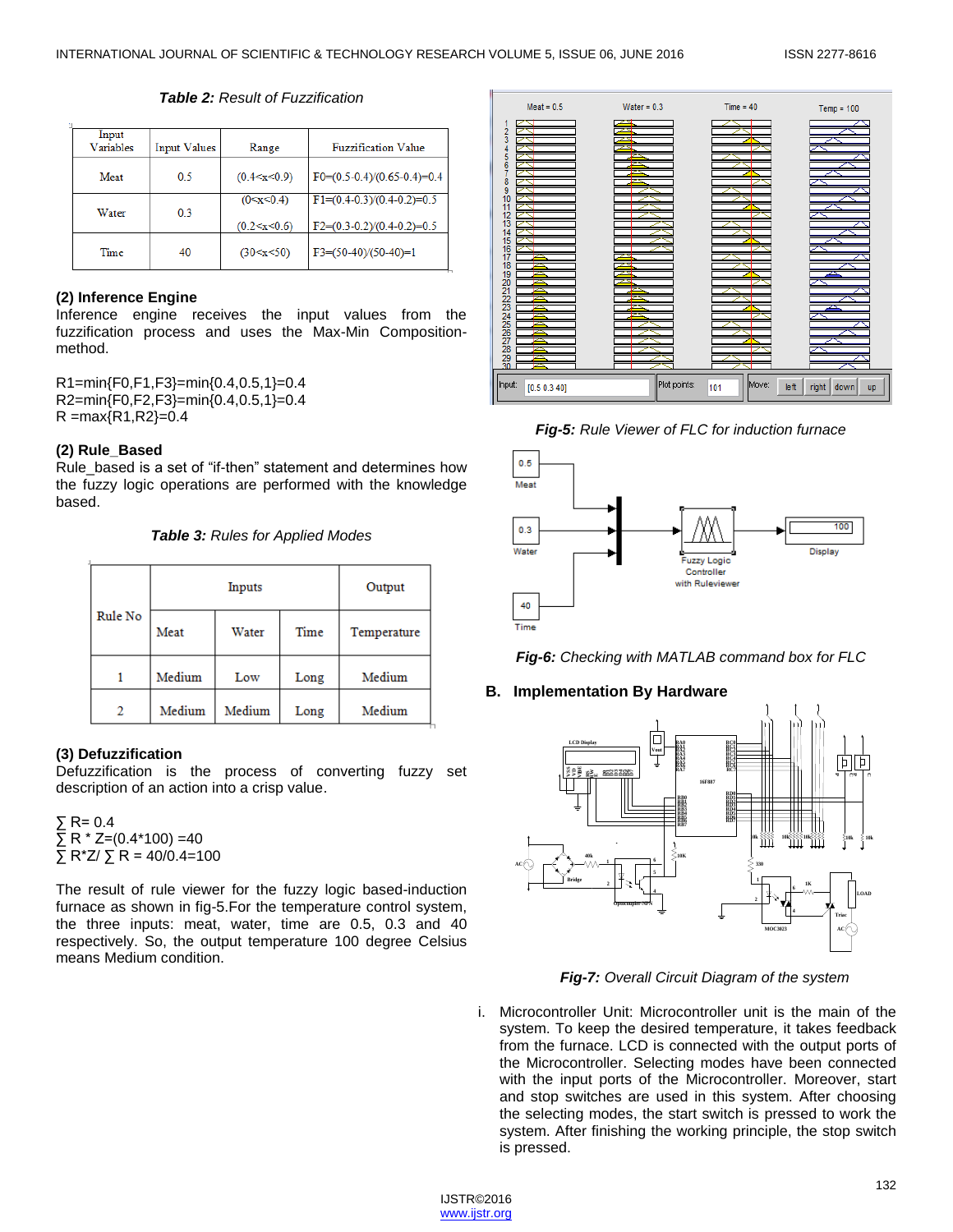***Table 2:*** *Result of Fuzzification*

| Input Variables | Input Values | Range | Fuzzification Value |
|---|---|---|---|
| Meat | 0.5 | (0.4<x<0.9) | F0=(0.5-0.4)/(0.65-0.4)=0.4 |
| Water | 0.3 | (0<x<0.4) | F1=(0.4-0.3)/(0.4-0.2)=0.5 |
| | | (0.2<x<0.6) | F2=(0.3-0.2)/(0.4-0.2)=0.5 |
| Time | 40 | (30<x<50) | F3=(50-40)/(50-40)=1 |

**(2) Inference Engine**

Inference engine receives the input values from the fuzzification process and uses the Max-Min Composition-method.

R1=min{F0,F1,F3}=min{0.4,0.5,1}=0.4
R2=min{F0,F2,F3}=min{0.4,0.5,1}=0.4
R =max{R1,R2}=0.4

**(2) Rule_Based**

Rule_based is a set of "if-then" statement and determines how the fuzzy logic operations are performed with the knowledge based.

***Table 3:*** *Rules for Applied Modes*

| Rule No | Inputs | | | Output |
|---|---|---|---|---|
| | Meat | Water | Time | Temperature |
| 1 | Medium | Low | Long | Medium |
| 2 | Medium | Medium | Long | Medium |

**(3) Defuzzification**

Defuzzification is the process of converting fuzzy set description of an action into a crisp value.

∑ R= 0.4
∑ R * Z=(0.4*100) =40
∑ R*Z/ ∑ R = 40/0.4=100

The result of rule viewer for the fuzzy logic based-induction furnace as shown in fig-5.For the temperature control system, the three inputs: meat, water, time are 0.5, 0.3 and 40 respectively. So, the output temperature 100 degree Celsius means Medium condition.

***Fig-5:*** *Rule Viewer of FLC for induction furnace*

***Fig-6:*** *Checking with MATLAB command box for FLC*

## B. Implementation By Hardware

***Fig-7:*** *Overall Circuit Diagram of the system*

i. Microcontroller Unit: Microcontroller unit is the main of the system. To keep the desired temperature, it takes feedback from the furnace. LCD is connected with the output ports of the Microcontroller. Selecting modes have been connected with the input ports of the Microcontroller. Moreover, start and stop switches are used in this system. After choosing the selecting modes, the start switch is pressed to work the system. After finishing the working principle, the stop switch is pressed.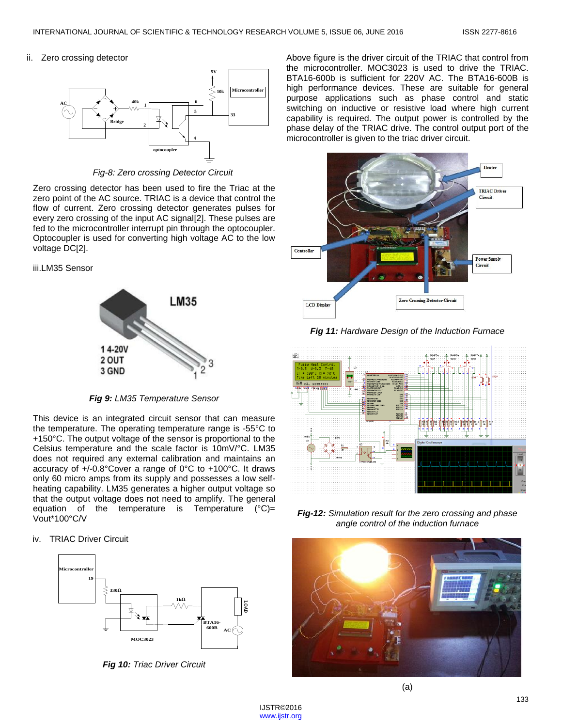ii. Zero crossing detector

*Fig-8: Zero crossing Detector Circuit*

Zero crossing detector has been used to fire the Triac at the zero point of the AC source. TRIAC is a device that control the flow of current. Zero crossing detector generates pulses for every zero crossing of the input AC signal[2]. These pulses are fed to the microcontroller interrupt pin through the optocoupler. Optocoupler is used for converting high voltage AC to the low voltage DC[2].

iii.LM35 Sensor

***Fig 9:** LM35 Temperature Sensor*

This device is an integrated circuit sensor that can measure the temperature. The operating temperature range is -55°C to +150°C. The output voltage of the sensor is proportional to the Celsius temperature and the scale factor is 10mV/°C. LM35 does not required any external calibration and maintains an accuracy of +/-0.8°Cover a range of 0°C to +100°C. It draws only 60 micro amps from its supply and possesses a low self-heating capability. LM35 generates a higher output voltage so that the output voltage does not need to amplify. The general equation of the temperature is Temperature (°C)= Vout*100°C/V

iv. TRIAC Driver Circuit

***Fig 10:** Triac Driver Circuit*

Above figure is the driver circuit of the TRIAC that control from the microcontroller. MOC3023 is used to drive the TRIAC. BTA16-600b is sufficient for 220V AC. The BTA16-600B is high performance devices. These are suitable for general purpose applications such as phase control and static switching on inductive or resistive load where high current capability is required. The output power is controlled by the phase delay of the TRIAC drive. The control output port of the microcontroller is given to the triac driver circuit.

***Fig 11:** Hardware Design of the Induction Furnace*

***Fig-12:** Simulation result for the zero crossing and phase angle control of the induction furnace*

(a)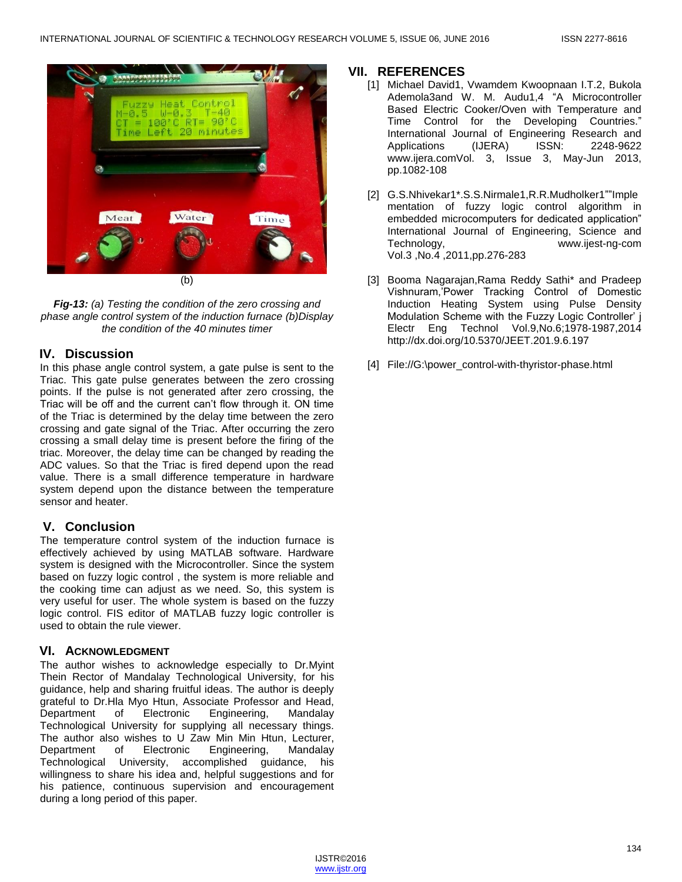(b)

***Fig-13:** (a) Testing the condition of the zero crossing and phase angle control system of the induction furnace (b)Display the condition of the 40 minutes timer*

## IV. Discussion

In this phase angle control system, a gate pulse is sent to the Triac. This gate pulse generates between the zero crossing points. If the pulse is not generated after zero crossing, the Triac will be off and the current can't flow through it. ON time of the Triac is determined by the delay time between the zero crossing and gate signal of the Triac. After occurring the zero crossing a small delay time is present before the firing of the triac. Moreover, the delay time can be changed by reading the ADC values. So that the Triac is fired depend upon the read value. There is a small difference temperature in hardware system depend upon the distance between the temperature sensor and heater.

## V. Conclusion

The temperature control system of the induction furnace is effectively achieved by using MATLAB software. Hardware system is designed with the Microcontroller. Since the system based on fuzzy logic control , the system is more reliable and the cooking time can adjust as we need. So, this system is very useful for user. The whole system is based on the fuzzy logic control. FIS editor of MATLAB fuzzy logic controller is used to obtain the rule viewer.

## VI. Acknowledgment

The author wishes to acknowledge especially to Dr.Myint Thein Rector of Mandalay Technological University, for his guidance, help and sharing fruitful ideas. The author is deeply grateful to Dr.Hla Myo Htun, Associate Professor and Head, Department of Electronic Engineering, Mandalay Technological University for supplying all necessary things. The author also wishes to U Zaw Min Min Htun, Lecturer, Department of Electronic Engineering, Mandalay Technological University, accomplished guidance, his willingness to share his idea and, helpful suggestions and for his patience, continuous supervision and encouragement during a long period of this paper.

## VII. REFERENCES

[1] Michael David1, Vwamdem Kwoopnaan I.T.2, Bukola Ademola3and W. M. Audu1,4 "A Microcontroller Based Electric Cooker/Oven with Temperature and Time Control for the Developing Countries." International Journal of Engineering Research and Applications (IJERA) ISSN: 2248-9622 www.ijera.comVol. 3, Issue 3, May-Jun 2013, pp.1082-108

[2] G.S.Nhivekar1*.S.S.Nirmale1,R.R.Mudholker1""Imple mentation of fuzzy logic control algorithm in embedded microcomputers for dedicated application" International Journal of Engineering, Science and Technology, www.ijest-ng-com Vol.3 ,No.4 ,2011,pp.276-283

[3] Booma Nagarajan,Rama Reddy Sathi* and Pradeep Vishnuram,'Power Tracking Control of Domestic Induction Heating System using Pulse Density Modulation Scheme with the Fuzzy Logic Controller' j Electr Eng Technol Vol.9,No.6;1978-1987,2014 http://dx.doi.org/10.5370/JEET.201.9.6.197

[4] File://G:\power_control-with-thyristor-phase.html